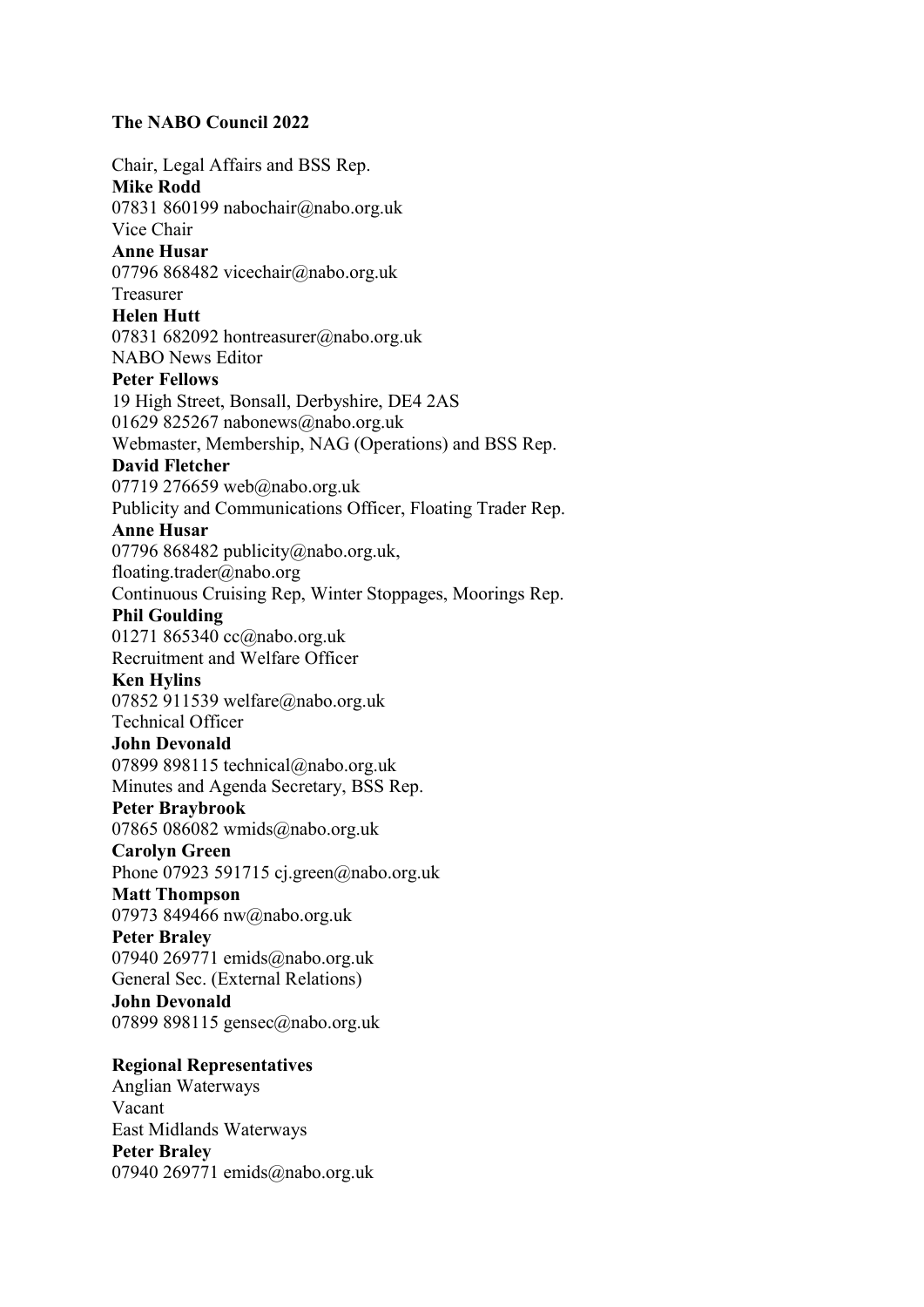**The NABO Council 2022**

Chair, Legal Affairs and BSS Rep.
**Mike Rodd**
07831 860199 nabochair@nabo.org.uk
Vice Chair
**Anne Husar**
07796 868482 vicechair@nabo.org.uk
Treasurer
**Helen Hutt**
07831 682092 hontreasurer@nabo.org.uk
NABO News Editor
**Peter Fellows**
19 High Street, Bonsall, Derbyshire, DE4 2AS
01629 825267 nabonews@nabo.org.uk
Webmaster, Membership, NAG (Operations) and BSS Rep.
**David Fletcher**
07719 276659 web@nabo.org.uk
Publicity and Communications Officer, Floating Trader Rep.
**Anne Husar**
07796 868482 publicity@nabo.org.uk,
floating.trader@nabo.org
Continuous Cruising Rep, Winter Stoppages, Moorings Rep.
**Phil Goulding**
01271 865340 cc@nabo.org.uk
Recruitment and Welfare Officer
**Ken Hylins**
07852 911539 welfare@nabo.org.uk
Technical Officer
**John Devonald**
07899 898115 technical@nabo.org.uk
Minutes and Agenda Secretary, BSS Rep.
**Peter Braybrook**
07865 086082 wmids@nabo.org.uk
**Carolyn Green**
Phone 07923 591715 cj.green@nabo.org.uk
**Matt Thompson**
07973 849466 nw@nabo.org.uk
**Peter Braley**
07940 269771 emids@nabo.org.uk
General Sec. (External Relations)
**John Devonald**
07899 898115 gensec@nabo.org.uk

**Regional Representatives**

Anglian Waterways
Vacant
East Midlands Waterways
**Peter Braley**
07940 269771 emids@nabo.org.uk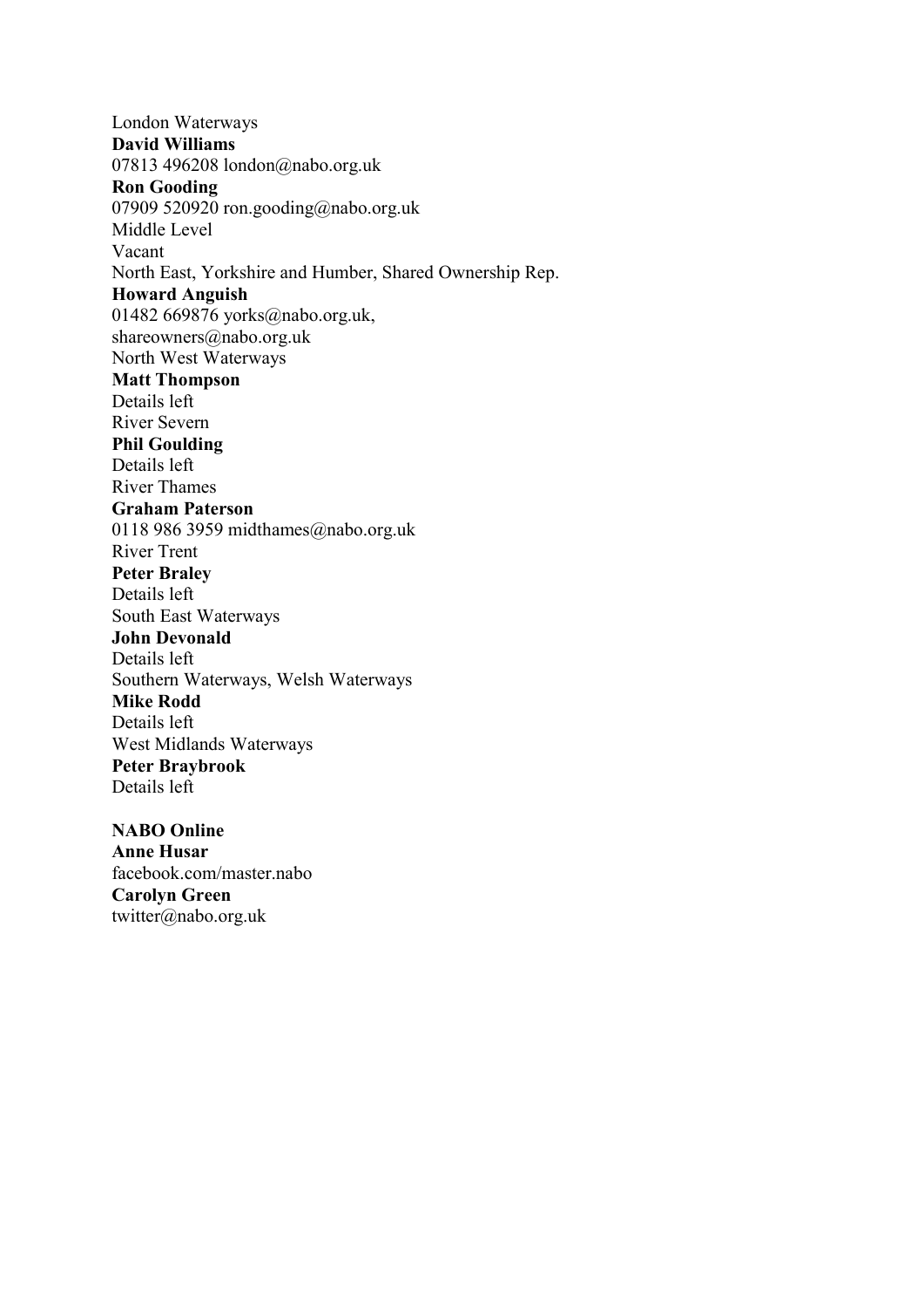London Waterways
**David Williams**
07813 496208 london@nabo.org.uk
**Ron Gooding**
07909 520920 ron.gooding@nabo.org.uk
Middle Level
Vacant
North East, Yorkshire and Humber, Shared Ownership Rep.
**Howard Anguish**
01482 669876 yorks@nabo.org.uk,
shareowners@nabo.org.uk
North West Waterways
**Matt Thompson**
Details left
River Severn
**Phil Goulding**
Details left
River Thames
**Graham Paterson**
0118 986 3959 midthames@nabo.org.uk
River Trent
**Peter Braley**
Details left
South East Waterways
**John Devonald**
Details left
Southern Waterways, Welsh Waterways
**Mike Rodd**
Details left
West Midlands Waterways
**Peter Braybrook**
Details left

**NABO Online**
**Anne Husar**
facebook.com/master.nabo
**Carolyn Green**
twitter@nabo.org.uk